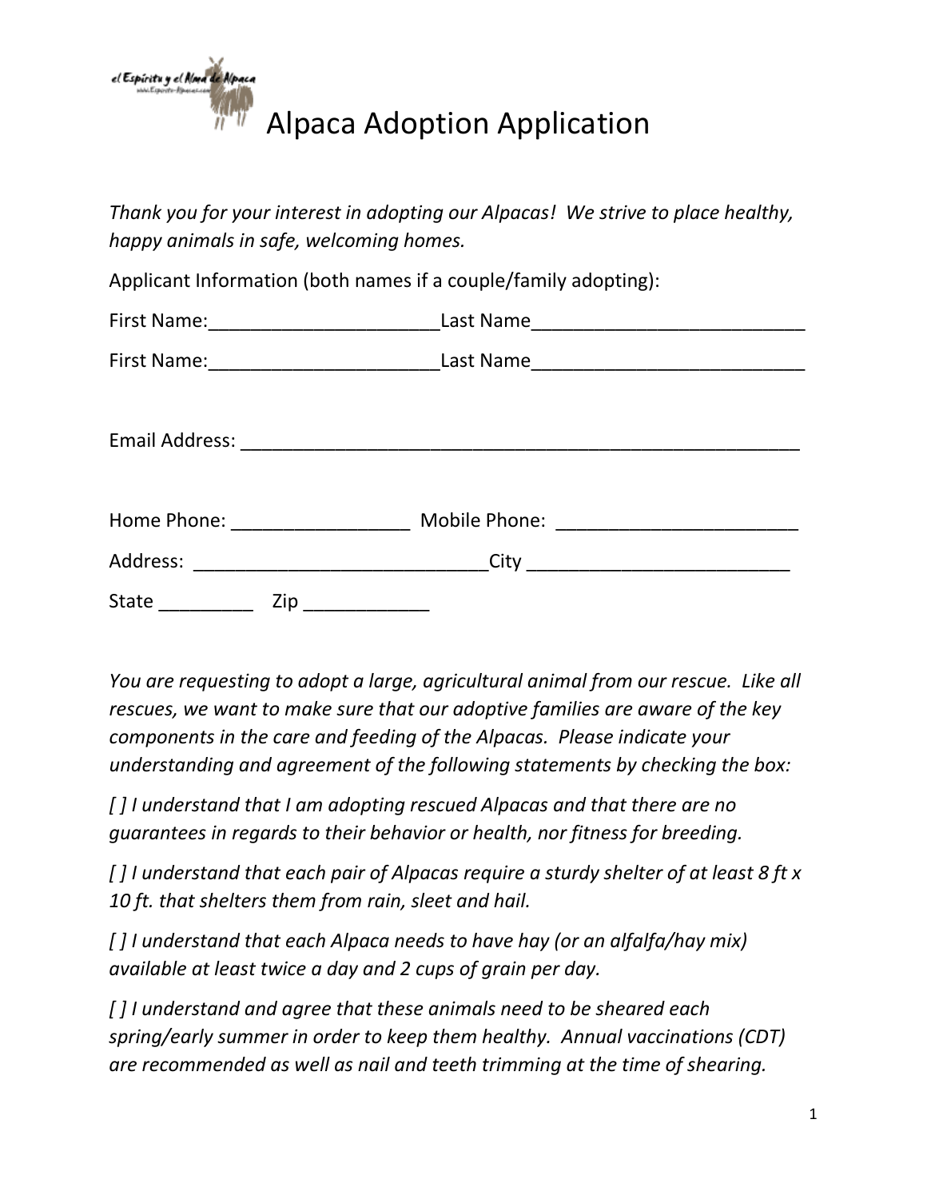# Alpaca Adoption Application

*Thank you for your interest in adopting our Alpacas! We strive to place healthy, happy animals in safe, welcoming homes.*

Applicant Information (both names if a couple/family adopting):

First Name:______________________Last Name__________________________

First Name:______________________Last Name__________________________

Email Address: ________________________________________________________

Home Phone: _________________ Mobile Phone: _______________________

Address: ____________________________City ________________________

State _________ Zip ____________

*You are requesting to adopt a large, agricultural animal from our rescue. Like all rescues, we want to make sure that our adoptive families are aware of the key components in the care and feeding of the Alpacas. Please indicate your understanding and agreement of the following statements by checking the box:*

*[ ] I understand that I am adopting rescued Alpacas and that there are no guarantees in regards to their behavior or health, nor fitness for breeding.*

*[ ] I understand that each pair of Alpacas require a sturdy shelter of at least 8 ft x 10 ft. that shelters them from rain, sleet and hail.*

*[ ] I understand that each Alpaca needs to have hay (or an alfalfa/hay mix) available at least twice a day and 2 cups of grain per day.*

*[ ] I understand and agree that these animals need to be sheared each spring/early summer in order to keep them healthy. Annual vaccinations (CDT) are recommended as well as nail and teeth trimming at the time of shearing.*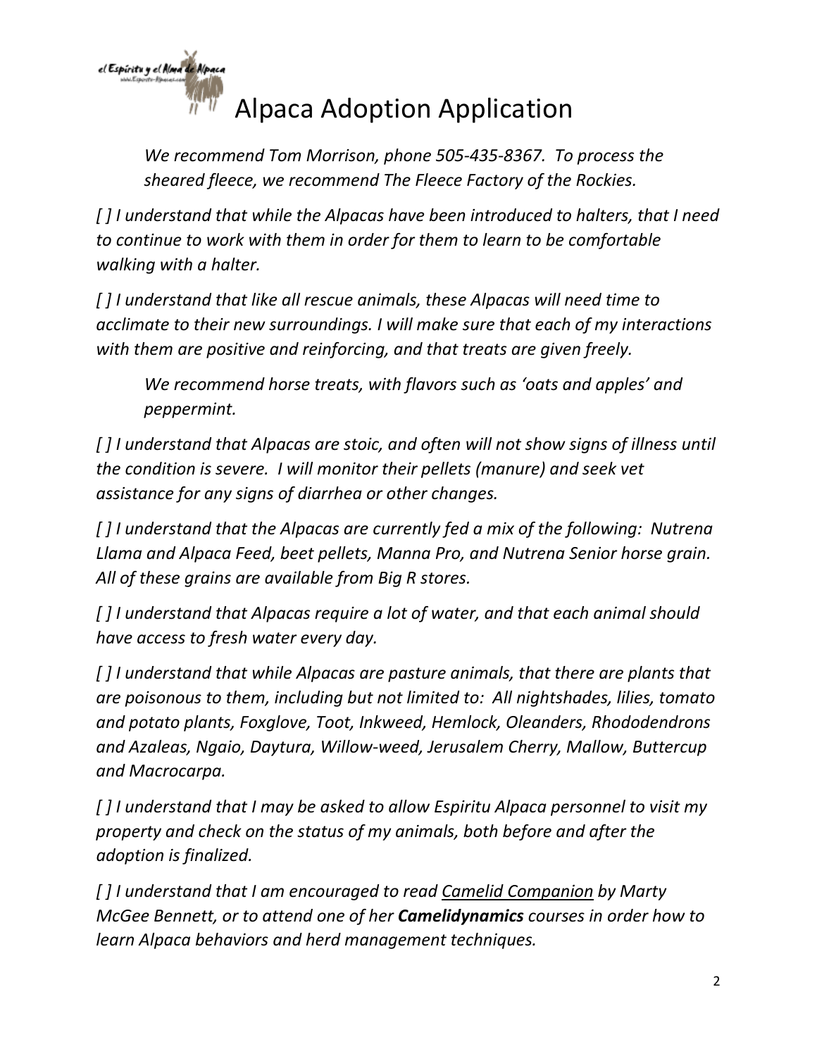# Alpaca Adoption Application

*We recommend Tom Morrison, phone 505-435-8367. To process the sheared fleece, we recommend The Fleece Factory of the Rockies.*

*[ ] I understand that while the Alpacas have been introduced to halters, that I need to continue to work with them in order for them to learn to be comfortable walking with a halter.*

*[ ] I understand that like all rescue animals, these Alpacas will need time to acclimate to their new surroundings. I will make sure that each of my interactions with them are positive and reinforcing, and that treats are given freely.*

*We recommend horse treats, with flavors such as 'oats and apples' and peppermint.*

*[ ] I understand that Alpacas are stoic, and often will not show signs of illness until the condition is severe. I will monitor their pellets (manure) and seek vet assistance for any signs of diarrhea or other changes.*

*[ ] I understand that the Alpacas are currently fed a mix of the following: Nutrena Llama and Alpaca Feed, beet pellets, Manna Pro, and Nutrena Senior horse grain. All of these grains are available from Big R stores.*

*[ ] I understand that Alpacas require a lot of water, and that each animal should have access to fresh water every day.*

*[ ] I understand that while Alpacas are pasture animals, that there are plants that are poisonous to them, including but not limited to: All nightshades, lilies, tomato and potato plants, Foxglove, Toot, Inkweed, Hemlock, Oleanders, Rhododendrons and Azaleas, Ngaio, Daytura, Willow-weed, Jerusalem Cherry, Mallow, Buttercup and Macrocarpa.*

*[ ] I understand that I may be asked to allow Espiritu Alpaca personnel to visit my property and check on the status of my animals, both before and after the adoption is finalized.*

*[ ] I understand that I am encouraged to read <u>Camelid Companion</u> by Marty McGee Bennett, or to attend one of her **Camelidynamics** courses in order how to learn Alpaca behaviors and herd management techniques.*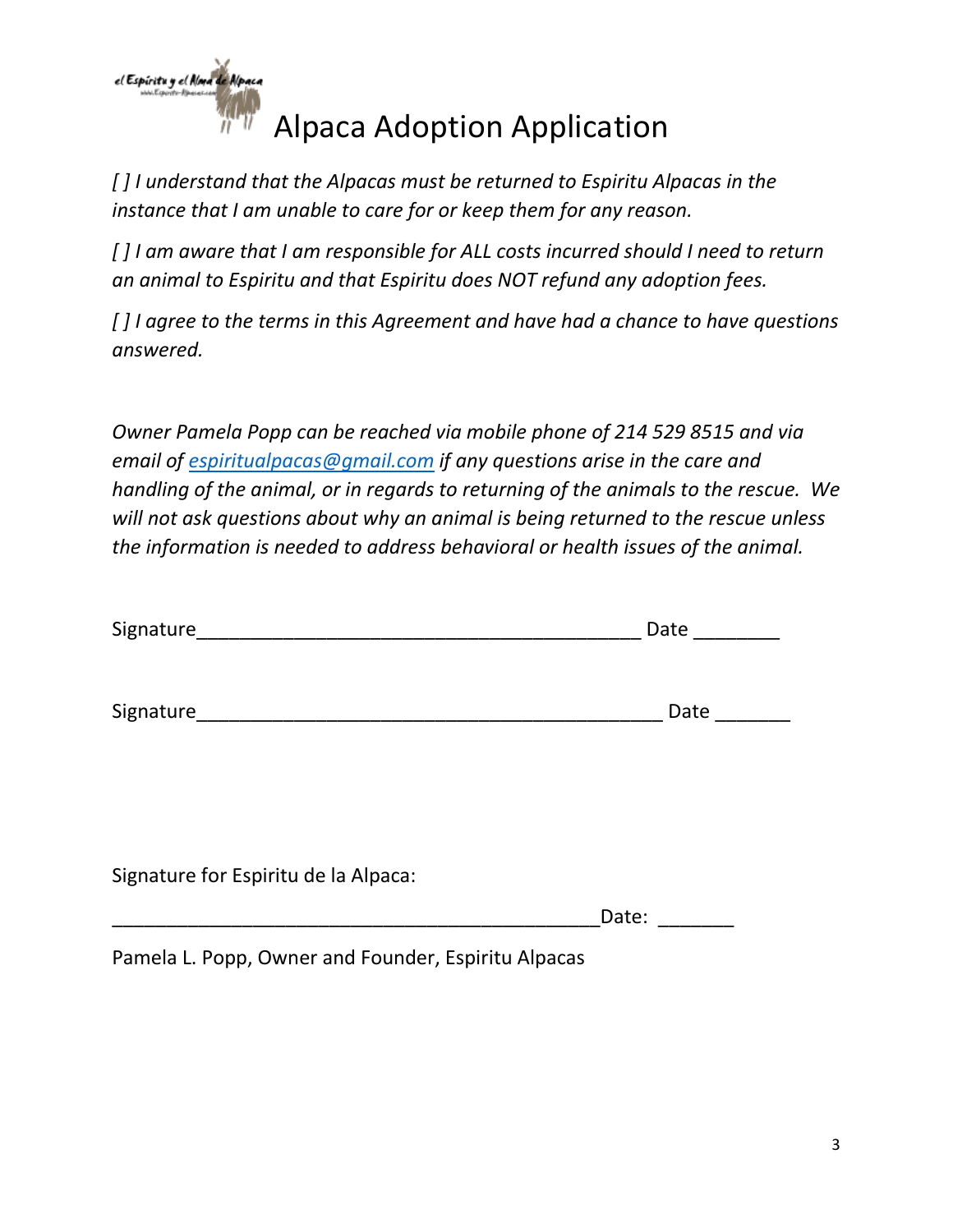# Alpaca Adoption Application

*[ ] I understand that the Alpacas must be returned to Espiritu Alpacas in the instance that I am unable to care for or keep them for any reason.*

*[ ] I am aware that I am responsible for ALL costs incurred should I need to return an animal to Espiritu and that Espiritu does NOT refund any adoption fees.*

*[ ] I agree to the terms in this Agreement and have had a chance to have questions answered.*

*Owner Pamela Popp can be reached via mobile phone of 214 529 8515 and via email of espiritualpacas@gmail.com if any questions arise in the care and handling of the animal, or in regards to returning of the animals to the rescue. We will not ask questions about why an animal is being returned to the rescue unless the information is needed to address behavioral or health issues of the animal.*

Signature__________________________________________ Date ________

Signature____________________________________________ Date _______

Signature for Espiritu de la Alpaca:

______________________________________________Date: _______

Pamela L. Popp, Owner and Founder, Espiritu Alpacas